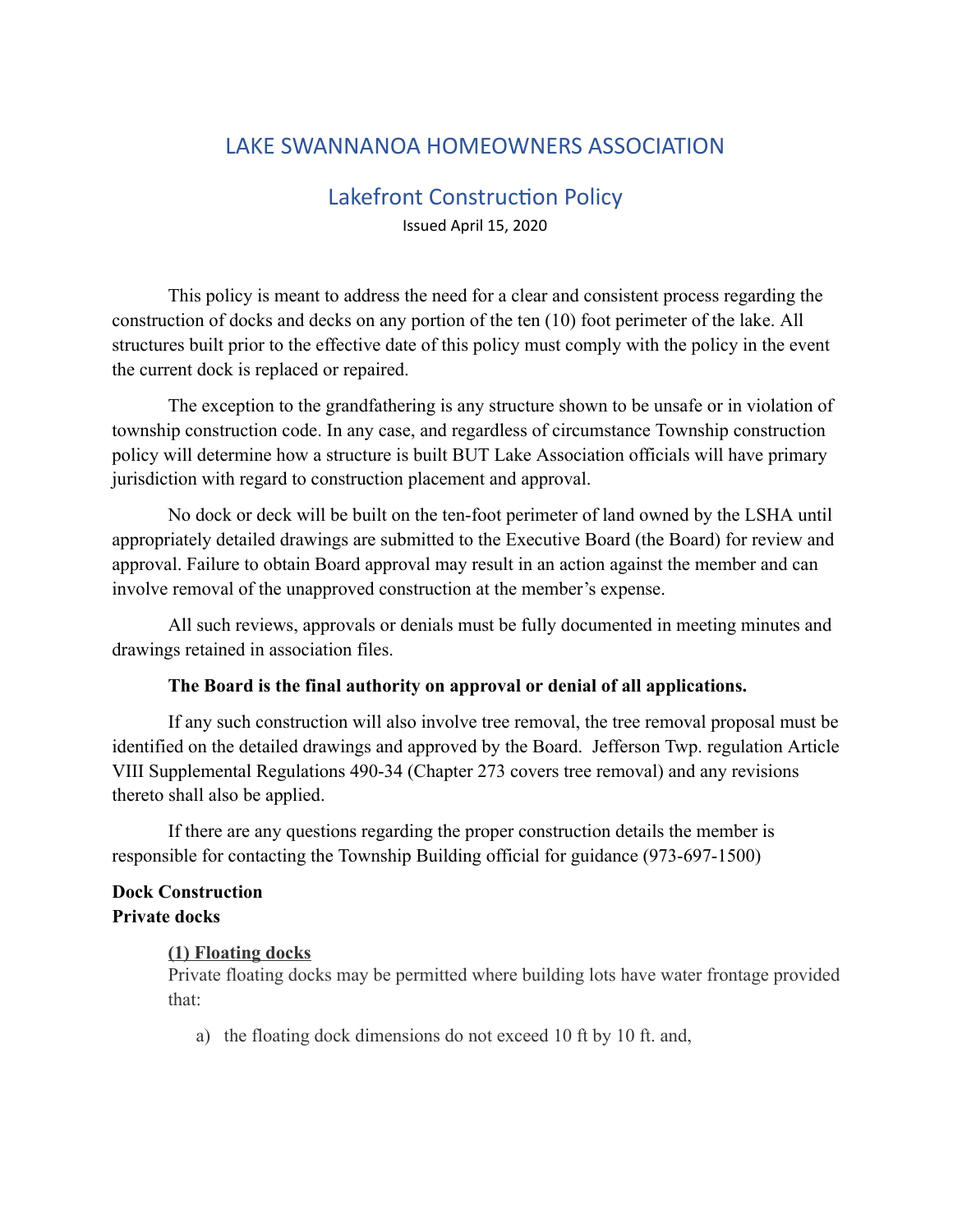# LAKE SWANNANOA HOMEOWNERS ASSOCIATION

## Lakefront Construction Policy

Issued April 15, 2020

This policy is meant to address the need for a clear and consistent process regarding the construction of docks and decks on any portion of the ten (10) foot perimeter of the lake. All structures built prior to the effective date of this policy must comply with the policy in the event the current dock is replaced or repaired.

The exception to the grandfathering is any structure shown to be unsafe or in violation of township construction code. In any case, and regardless of circumstance Township construction policy will determine how a structure is built BUT Lake Association officials will have primary jurisdiction with regard to construction placement and approval.

No dock or deck will be built on the ten-foot perimeter of land owned by the LSHA until appropriately detailed drawings are submitted to the Executive Board (the Board) for review and approval. Failure to obtain Board approval may result in an action against the member and can involve removal of the unapproved construction at the member's expense.

All such reviews, approvals or denials must be fully documented in meeting minutes and drawings retained in association files.

**The Board is the final authority on approval or denial of all applications.**

If any such construction will also involve tree removal, the tree removal proposal must be identified on the detailed drawings and approved by the Board. Jefferson Twp. regulation Article VIII Supplemental Regulations 490-34 (Chapter 273 covers tree removal) and any revisions thereto shall also be applied.

If there are any questions regarding the proper construction details the member is responsible for contacting the Township Building official for guidance (973-697-1500)

**Dock Construction**
**Private docks**

**(1) Floating docks**

Private floating docks may be permitted where building lots have water frontage provided that:

a) the floating dock dimensions do not exceed 10 ft by 10 ft. and,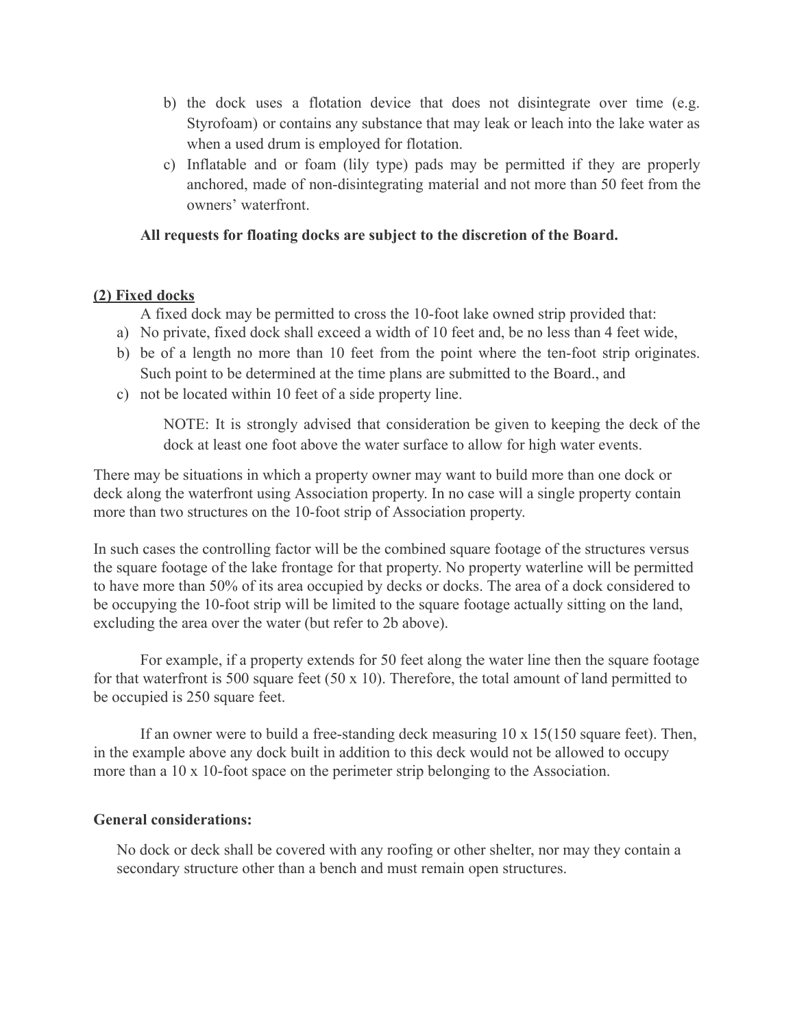b) the dock uses a flotation device that does not disintegrate over time (e.g. Styrofoam) or contains any substance that may leak or leach into the lake water as when a used drum is employed for flotation.

c) Inflatable and or foam (lily type) pads may be permitted if they are properly anchored, made of non-disintegrating material and not more than 50 feet from the owners' waterfront.

**All requests for floating docks are subject to the discretion of the Board.**

**(2) Fixed docks**

A fixed dock may be permitted to cross the 10-foot lake owned strip provided that:

a) No private, fixed dock shall exceed a width of 10 feet and, be no less than 4 feet wide,

b) be of a length no more than 10 feet from the point where the ten-foot strip originates. Such point to be determined at the time plans are submitted to the Board., and

c) not be located within 10 feet of a side property line.

NOTE: It is strongly advised that consideration be given to keeping the deck of the dock at least one foot above the water surface to allow for high water events.

There may be situations in which a property owner may want to build more than one dock or deck along the waterfront using Association property. In no case will a single property contain more than two structures on the 10-foot strip of Association property.

In such cases the controlling factor will be the combined square footage of the structures versus the square footage of the lake frontage for that property. No property waterline will be permitted to have more than 50% of its area occupied by decks or docks. The area of a dock considered to be occupying the 10-foot strip will be limited to the square footage actually sitting on the land, excluding the area over the water (but refer to 2b above).

For example, if a property extends for 50 feet along the water line then the square footage for that waterfront is 500 square feet (50 x 10). Therefore, the total amount of land permitted to be occupied is 250 square feet.

If an owner were to build a free-standing deck measuring 10 x 15(150 square feet). Then, in the example above any dock built in addition to this deck would not be allowed to occupy more than a 10 x 10-foot space on the perimeter strip belonging to the Association.

**General considerations:**

No dock or deck shall be covered with any roofing or other shelter, nor may they contain a secondary structure other than a bench and must remain open structures.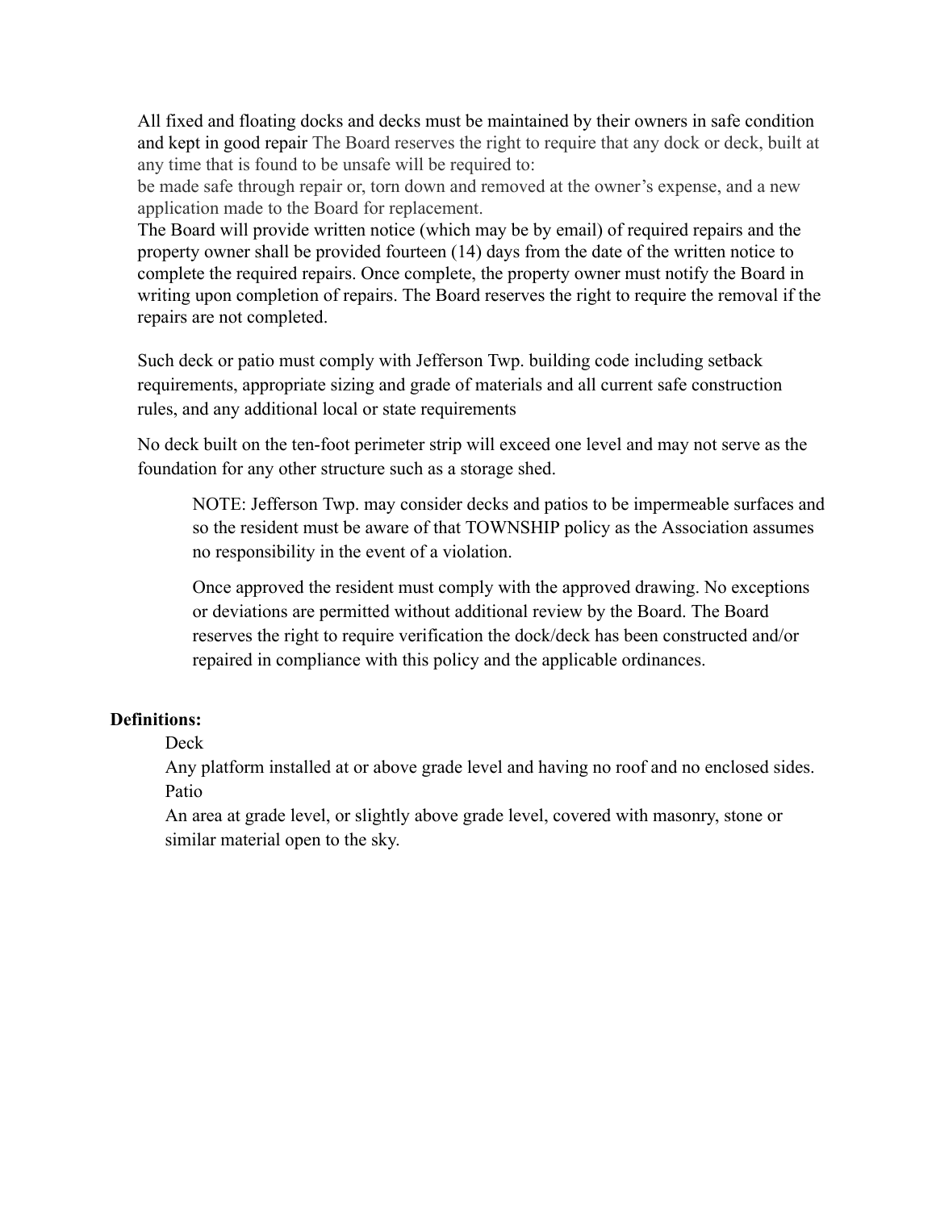All fixed and floating docks and decks must be maintained by their owners in safe condition and kept in good repair The Board reserves the right to require that any dock or deck, built at any time that is found to be unsafe will be required to:
be made safe through repair or, torn down and removed at the owner's expense, and a new application made to the Board for replacement.
The Board will provide written notice (which may be by email) of required repairs and the property owner shall be provided fourteen (14) days from the date of the written notice to complete the required repairs. Once complete, the property owner must notify the Board in writing upon completion of repairs. The Board reserves the right to require the removal if the repairs are not completed.

Such deck or patio must comply with Jefferson Twp. building code including setback requirements, appropriate sizing and grade of materials and all current safe construction rules, and any additional local or state requirements

No deck built on the ten-foot perimeter strip will exceed one level and may not serve as the foundation for any other structure such as a storage shed.

> NOTE: Jefferson Twp. may consider decks and patios to be impermeable surfaces and so the resident must be aware of that TOWNSHIP policy as the Association assumes no responsibility in the event of a violation.
>
> Once approved the resident must comply with the approved drawing. No exceptions or deviations are permitted without additional review by the Board. The Board reserves the right to require verification the dock/deck has been constructed and/or repaired in compliance with this policy and the applicable ordinances.

**Definitions:**

Deck
Any platform installed at or above grade level and having no roof and no enclosed sides.

Patio
An area at grade level, or slightly above grade level, covered with masonry, stone or similar material open to the sky.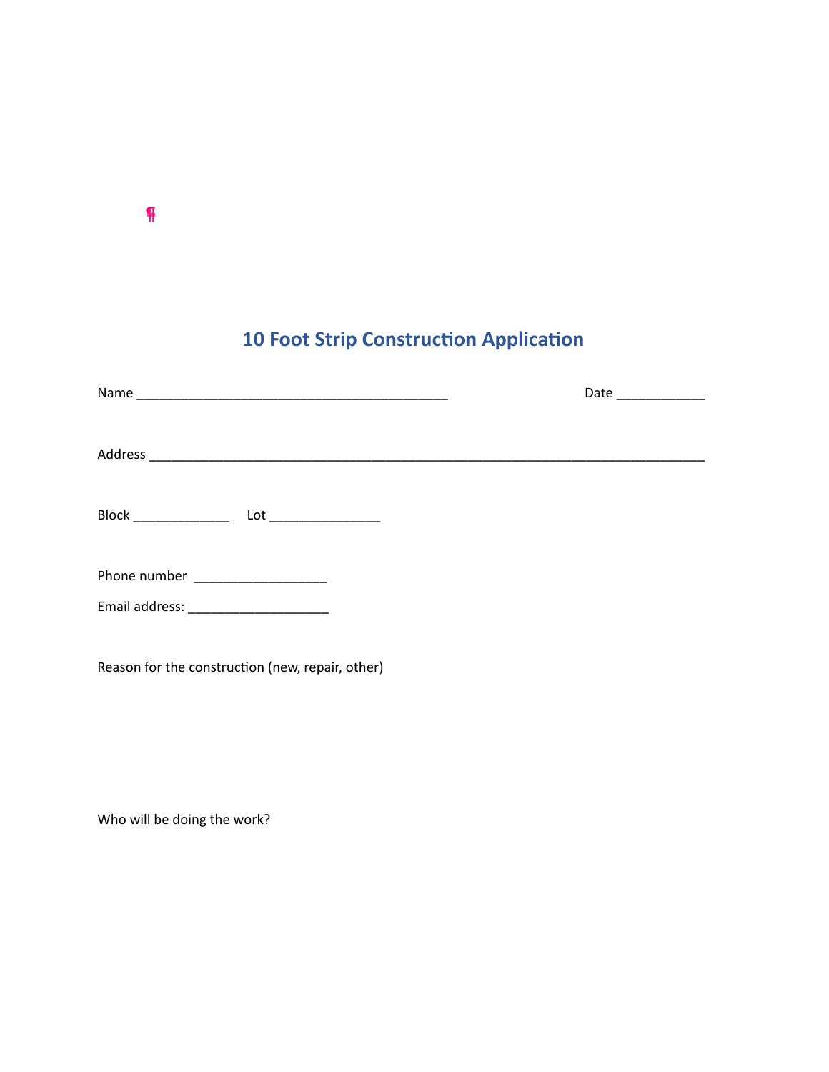## 10 Foot Strip Construction Application

Name ___________________________________________ Date ____________

Address ______________________________________________________________________________

Block _____________ Lot _______________

Phone number __________________

Email address: ___________________

Reason for the construction (new, repair, other)

Who will be doing the work?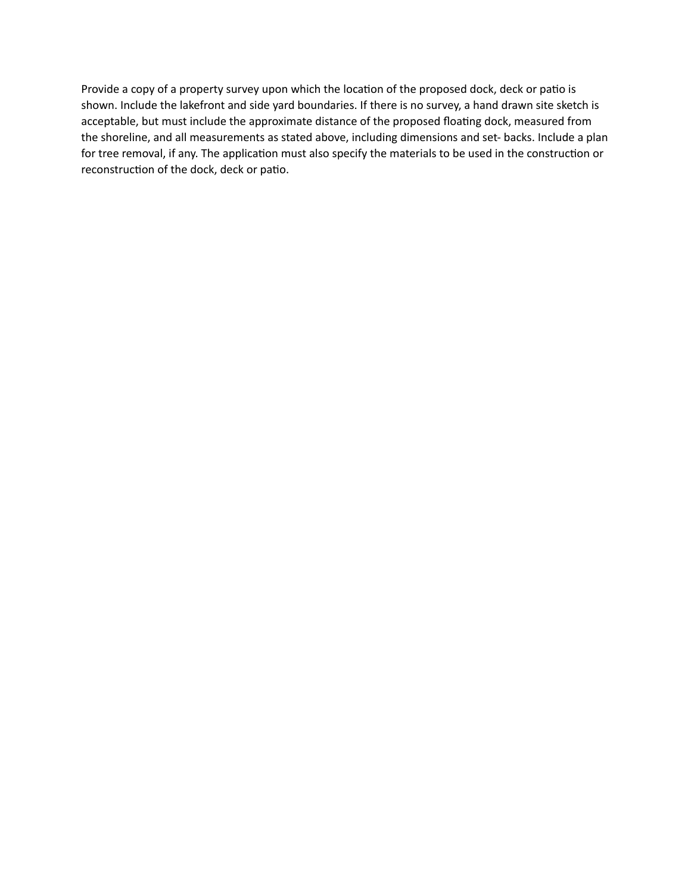Provide a copy of a property survey upon which the location of the proposed dock, deck or patio is shown. Include the lakefront and side yard boundaries. If there is no survey, a hand drawn site sketch is acceptable, but must include the approximate distance of the proposed floating dock, measured from the shoreline, and all measurements as stated above, including dimensions and set- backs. Include a plan for tree removal, if any. The application must also specify the materials to be used in the construction or reconstruction of the dock, deck or patio.